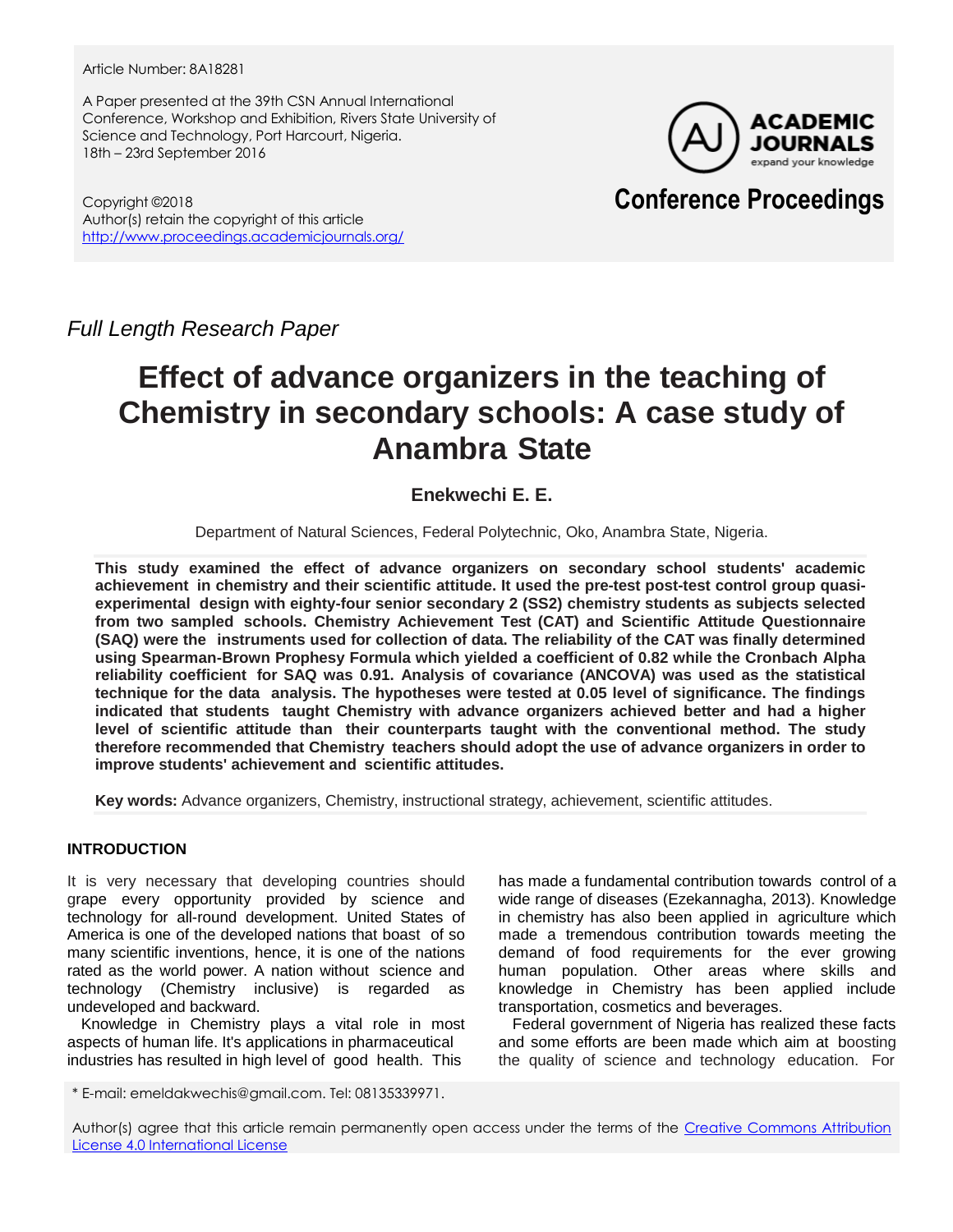Article Number: 8A18281

A Paper presented at the 39th CSN Annual International Conference, Workshop and Exhibition, Rivers State University of Science and Technology, Port Harcourt, Nigeria.
18th – 23rd September 2016

Copyright ©2018
Author(s) retain the copyright of this article
http://www.proceedings.academicjournals.org/

**ACADEMIC JOURNALS**
expand your knowledge

**Conference Proceedings**

*Full Length Research Paper*

# Effect of advance organizers in the teaching of Chemistry in secondary schools: A case study of Anambra State

**Enekwechi E. E.**

Department of Natural Sciences, Federal Polytechnic, Oko, Anambra State, Nigeria.

**This study examined the effect of advance organizers on secondary school students' academic achievement in chemistry and their scientific attitude. It used the pre-test post-test control group quasi-experimental design with eighty-four senior secondary 2 (SS2) chemistry students as subjects selected from two sampled schools. Chemistry Achievement Test (CAT) and Scientific Attitude Questionnaire (SAQ) were the instruments used for collection of data. The reliability of the CAT was finally determined using Spearman-Brown Prophesy Formula which yielded a coefficient of 0.82 while the Cronbach Alpha reliability coefficient for SAQ was 0.91. Analysis of covariance (ANCOVA) was used as the statistical technique for the data analysis. The hypotheses were tested at 0.05 level of significance. The findings indicated that students taught Chemistry with advance organizers achieved better and had a higher level of scientific attitude than their counterparts taught with the conventional method. The study therefore recommended that Chemistry teachers should adopt the use of advance organizers in order to improve students' achievement and scientific attitudes.**

**Key words:** Advance organizers, Chemistry, instructional strategy, achievement, scientific attitudes.

## INTRODUCTION

It is very necessary that developing countries should grape every opportunity provided by science and technology for all-round development. United States of America is one of the developed nations that boast of so many scientific inventions, hence, it is one of the nations rated as the world power. A nation without science and technology (Chemistry inclusive) is regarded as undeveloped and backward.

Knowledge in Chemistry plays a vital role in most aspects of human life. It's applications in pharmaceutical industries has resulted in high level of good health. This has made a fundamental contribution towards control of a wide range of diseases (Ezekannagha, 2013). Knowledge in chemistry has also been applied in agriculture which made a tremendous contribution towards meeting the demand of food requirements for the ever growing human population. Other areas where skills and knowledge in Chemistry has been applied include transportation, cosmetics and beverages.

Federal government of Nigeria has realized these facts and some efforts are been made which aim at boosting the quality of science and technology education. For

\* E-mail: emeldakwechis@gmail.com. Tel: 08135339971.

Author(s) agree that this article remain permanently open access under the terms of the Creative Commons Attribution License 4.0 International License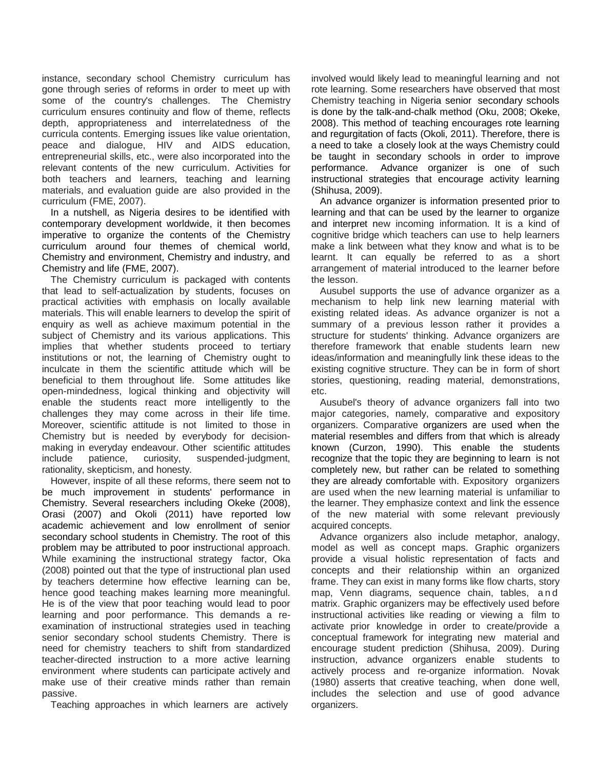instance, secondary school Chemistry curriculum has gone through series of reforms in order to meet up with some of the country's challenges. The Chemistry curriculum ensures continuity and flow of theme, reflects depth, appropriateness and interrelatedness of the curricula contents. Emerging issues like value orientation, peace and dialogue, HIV and AIDS education, entrepreneurial skills, etc., were also incorporated into the relevant contents of the new curriculum. Activities for both teachers and learners, teaching and learning materials, and evaluation guide are also provided in the curriculum (FME, 2007).

In a nutshell, as Nigeria desires to be identified with contemporary development worldwide, it then becomes imperative to organize the contents of the Chemistry curriculum around four themes of chemical world, Chemistry and environment, Chemistry and industry, and Chemistry and life (FME, 2007).

The Chemistry curriculum is packaged with contents that lead to self-actualization by students, focuses on practical activities with emphasis on locally available materials. This will enable learners to develop the spirit of enquiry as well as achieve maximum potential in the subject of Chemistry and its various applications. This implies that whether students proceed to tertiary institutions or not, the learning of Chemistry ought to inculcate in them the scientific attitude which will be beneficial to them throughout life. Some attitudes like open-mindedness, logical thinking and objectivity will enable the students react more intelligently to the challenges they may come across in their life time. Moreover, scientific attitude is not limited to those in Chemistry but is needed by everybody for decision-making in everyday endeavour. Other scientific attitudes include patience, curiosity, suspended-judgment, rationality, skepticism, and honesty.

However, inspite of all these reforms, there seem not to be much improvement in students' performance in Chemistry. Several researchers including Okeke (2008), Orasi (2007) and Okoli (2011) have reported low academic achievement and low enrollment of senior secondary school students in Chemistry. The root of this problem may be attributed to poor instructional approach. While examining the instructional strategy factor, Oka (2008) pointed out that the type of instructional plan used by teachers determine how effective learning can be, hence good teaching makes learning more meaningful. He is of the view that poor teaching would lead to poor learning and poor performance. This demands a re-examination of instructional strategies used in teaching senior secondary school students Chemistry. There is need for chemistry teachers to shift from standardized teacher-directed instruction to a more active learning environment where students can participate actively and make use of their creative minds rather than remain passive.

Teaching approaches in which learners are actively involved would likely lead to meaningful learning and not rote learning. Some researchers have observed that most Chemistry teaching in Nigeria senior secondary schools is done by the talk-and-chalk method (Oku, 2008; Okeke, 2008). This method of teaching encourages rote learning and regurgitation of facts (Okoli, 2011). Therefore, there is a need to take a closely look at the ways Chemistry could be taught in secondary schools in order to improve performance. Advance organizer is one of such instructional strategies that encourage activity learning (Shihusa, 2009).

An advance organizer is information presented prior to learning and that can be used by the learner to organize and interpret new incoming information. It is a kind of cognitive bridge which teachers can use to help learners make a link between what they know and what is to be learnt. It can equally be referred to as a short arrangement of material introduced to the learner before the lesson.

Ausubel supports the use of advance organizer as a mechanism to help link new learning material with existing related ideas. As advance organizer is not a summary of a previous lesson rather it provides a structure for students' thinking. Advance organizers are therefore framework that enable students learn new ideas/information and meaningfully link these ideas to the existing cognitive structure. They can be in form of short stories, questioning, reading material, demonstrations, etc.

Ausubel's theory of advance organizers fall into two major categories, namely, comparative and expository organizers. Comparative organizers are used when the material resembles and differs from that which is already known (Curzon, 1990). This enable the students recognize that the topic they are beginning to learn is not completely new, but rather can be related to something they are already comfortable with. Expository organizers are used when the new learning material is unfamiliar to the learner. They emphasize context and link the essence of the new material with some relevant previously acquired concepts.

Advance organizers also include metaphor, analogy, model as well as concept maps. Graphic organizers provide a visual holistic representation of facts and concepts and their relationship within an organized frame. They can exist in many forms like flow charts, story map, Venn diagrams, sequence chain, tables, and matrix. Graphic organizers may be effectively used before instructional activities like reading or viewing a film to activate prior knowledge in order to create/provide a conceptual framework for integrating new material and encourage student prediction (Shihusa, 2009). During instruction, advance organizers enable students to actively process and re-organize information. Novak (1980) asserts that creative teaching, when done well, includes the selection and use of good advance organizers.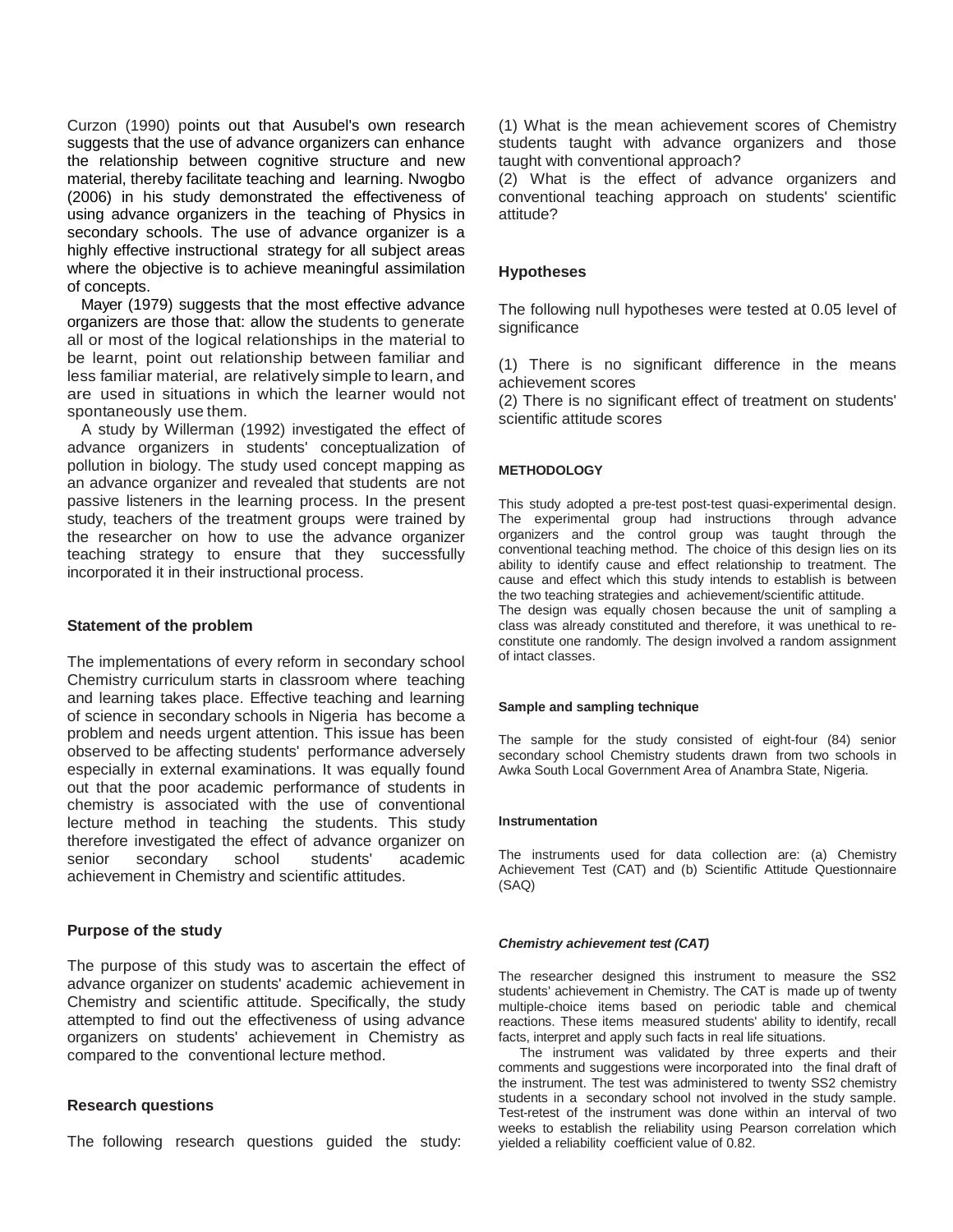Curzon (1990) points out that Ausubel's own research suggests that the use of advance organizers can enhance the relationship between cognitive structure and new material, thereby facilitate teaching and learning. Nwogbo (2006) in his study demonstrated the effectiveness of using advance organizers in the teaching of Physics in secondary schools. The use of advance organizer is a highly effective instructional strategy for all subject areas where the objective is to achieve meaningful assimilation of concepts.

Mayer (1979) suggests that the most effective advance organizers are those that: allow the students to generate all or most of the logical relationships in the material to be learnt, point out relationship between familiar and less familiar material, are relatively simple to learn, and are used in situations in which the learner would not spontaneously use them.

A study by Willerman (1992) investigated the effect of advance organizers in students' conceptualization of pollution in biology. The study used concept mapping as an advance organizer and revealed that students are not passive listeners in the learning process. In the present study, teachers of the treatment groups were trained by the researcher on how to use the advance organizer teaching strategy to ensure that they successfully incorporated it in their instructional process.

### Statement of the problem

The implementations of every reform in secondary school Chemistry curriculum starts in classroom where teaching and learning takes place. Effective teaching and learning of science in secondary schools in Nigeria has become a problem and needs urgent attention. This issue has been observed to be affecting students' performance adversely especially in external examinations. It was equally found out that the poor academic performance of students in chemistry is associated with the use of conventional lecture method in teaching the students. This study therefore investigated the effect of advance organizer on senior secondary school students' academic achievement in Chemistry and scientific attitudes.

### Purpose of the study

The purpose of this study was to ascertain the effect of advance organizer on students' academic achievement in Chemistry and scientific attitude. Specifically, the study attempted to find out the effectiveness of using advance organizers on students' achievement in Chemistry as compared to the conventional lecture method.

### Research questions

The following research questions guided the study:

(1) What is the mean achievement scores of Chemistry students taught with advance organizers and those taught with conventional approach?
(2) What is the effect of advance organizers and conventional teaching approach on students' scientific attitude?

### Hypotheses

The following null hypotheses were tested at 0.05 level of significance

(1) There is no significant difference in the means achievement scores
(2) There is no significant effect of treatment on students' scientific attitude scores

## METHODOLOGY

This study adopted a pre-test post-test quasi-experimental design. The experimental group had instructions through advance organizers and the control group was taught through the conventional teaching method. The choice of this design lies on its ability to identify cause and effect relationship to treatment. The cause and effect which this study intends to establish is between the two teaching strategies and achievement/scientific attitude.
The design was equally chosen because the unit of sampling a class was already constituted and therefore, it was unethical to re-constitute one randomly. The design involved a random assignment of intact classes.

### Sample and sampling technique

The sample for the study consisted of eight-four (84) senior secondary school Chemistry students drawn from two schools in Awka South Local Government Area of Anambra State, Nigeria.

### Instrumentation

The instruments used for data collection are: (a) Chemistry Achievement Test (CAT) and (b) Scientific Attitude Questionnaire (SAQ)

#### *Chemistry achievement test (CAT)*

The researcher designed this instrument to measure the SS2 students' achievement in Chemistry. The CAT is made up of twenty multiple-choice items based on periodic table and chemical reactions. These items measured students' ability to identify, recall facts, interpret and apply such facts in real life situations.

The instrument was validated by three experts and their comments and suggestions were incorporated into the final draft of the instrument. The test was administered to twenty SS2 chemistry students in a secondary school not involved in the study sample. Test-retest of the instrument was done within an interval of two weeks to establish the reliability using Pearson correlation which yielded a reliability coefficient value of 0.82.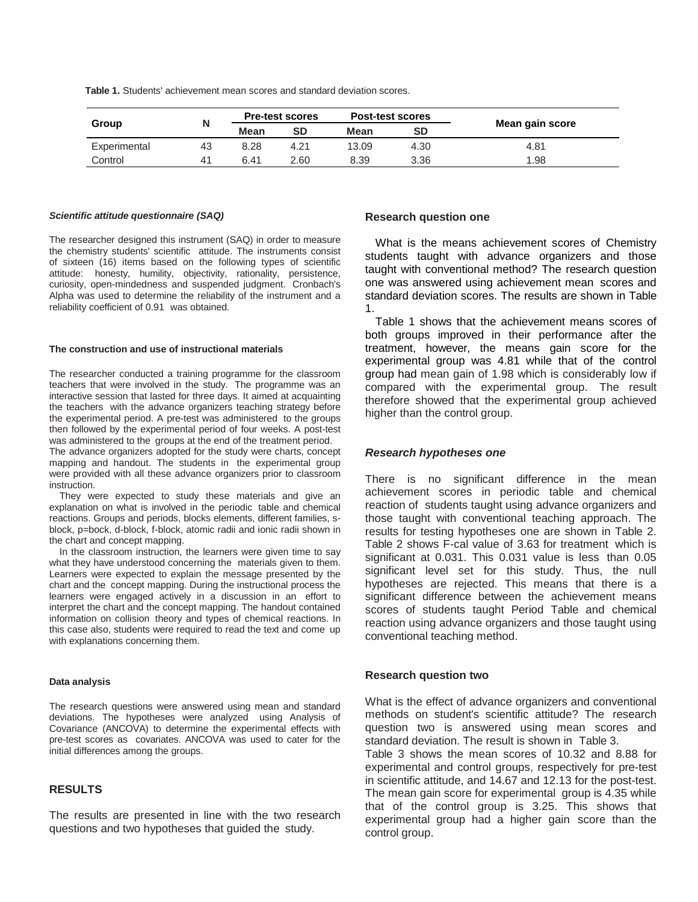**Table 1.** Students' achievement mean scores and standard deviation scores.

| Group | N | Pre-test scores | | Post-test scores | | Mean gain score |
|---|---|---|---|---|---|---|
| | | Mean | SD | Mean | SD | |
| Experimental | 43 | 8.28 | 4.21 | 13.09 | 4.30 | 4.81 |
| Control | 41 | 6.41 | 2.60 | 8.39 | 3.36 | 1.98 |

#### *Scientific attitude questionnaire (SAQ)*

The researcher designed this instrument (SAQ) in order to measure the chemistry students' scientific attitude. The instruments consist of sixteen (16) items based on the following types of scientific attitude: honesty, humility, objectivity, rationality, persistence, curiosity, open-mindedness and suspended judgment. Cronbach's Alpha was used to determine the reliability of the instrument and a reliability coefficient of 0.91 was obtained.

#### The construction and use of instructional materials

The researcher conducted a training programme for the classroom teachers that were involved in the study. The programme was an interactive session that lasted for three days. It aimed at acquainting the teachers with the advance organizers teaching strategy before the experimental period. A pre-test was administered to the groups then followed by the experimental period of four weeks. A post-test was administered to the groups at the end of the treatment period.

The advance organizers adopted for the study were charts, concept mapping and handout. The students in the experimental group were provided with all these advance organizers prior to classroom instruction.

They were expected to study these materials and give an explanation on what is involved in the periodic table and chemical reactions. Groups and periods, blocks elements, different families, s-block, p=bock, d-block, f-block, atomic radii and ionic radii shown in the chart and concept mapping.

In the classroom instruction, the learners were given time to say what they have understood concerning the materials given to them. Learners were expected to explain the message presented by the chart and the concept mapping. During the instructional process the learners were engaged actively in a discussion in an effort to interpret the chart and the concept mapping. The handout contained information on collision theory and types of chemical reactions. In this case also, students were required to read the text and come up with explanations concerning them.

#### Data analysis

The research questions were answered using mean and standard deviations. The hypotheses were analyzed using Analysis of Covariance (ANCOVA) to determine the experimental effects with pre-test scores as covariates. ANCOVA was used to cater for the initial differences among the groups.

## RESULTS

The results are presented in line with the two research questions and two hypotheses that guided the study.

### Research question one

What is the means achievement scores of Chemistry students taught with advance organizers and those taught with conventional method? The research question one was answered using achievement mean scores and standard deviation scores. The results are shown in Table 1.

Table 1 shows that the achievement means scores of both groups improved in their performance after the treatment, however, the means gain score for the experimental group was 4.81 while that of the control group had mean gain of 1.98 which is considerably low if compared with the experimental group. The result therefore showed that the experimental group achieved higher than the control group.

### *Research hypotheses one*

There is no significant difference in the mean achievement scores in periodic table and chemical reaction of students taught using advance organizers and those taught with conventional teaching approach. The results for testing hypotheses one are shown in Table 2. Table 2 shows F-cal value of 3.63 for treatment which is significant at 0.031. This 0.031 value is less than 0.05 significant level set for this study. Thus, the null hypotheses are rejected. This means that there is a significant difference between the achievement means scores of students taught Period Table and chemical reaction using advance organizers and those taught using conventional teaching method.

### Research question two

What is the effect of advance organizers and conventional methods on student's scientific attitude? The research question two is answered using mean scores and standard deviation. The result is shown in Table 3.

Table 3 shows the mean scores of 10.32 and 8.88 for experimental and control groups, respectively for pre-test in scientific attitude, and 14.67 and 12.13 for the post-test. The mean gain score for experimental group is 4.35 while that of the control group is 3.25. This shows that experimental group had a higher gain score than the control group.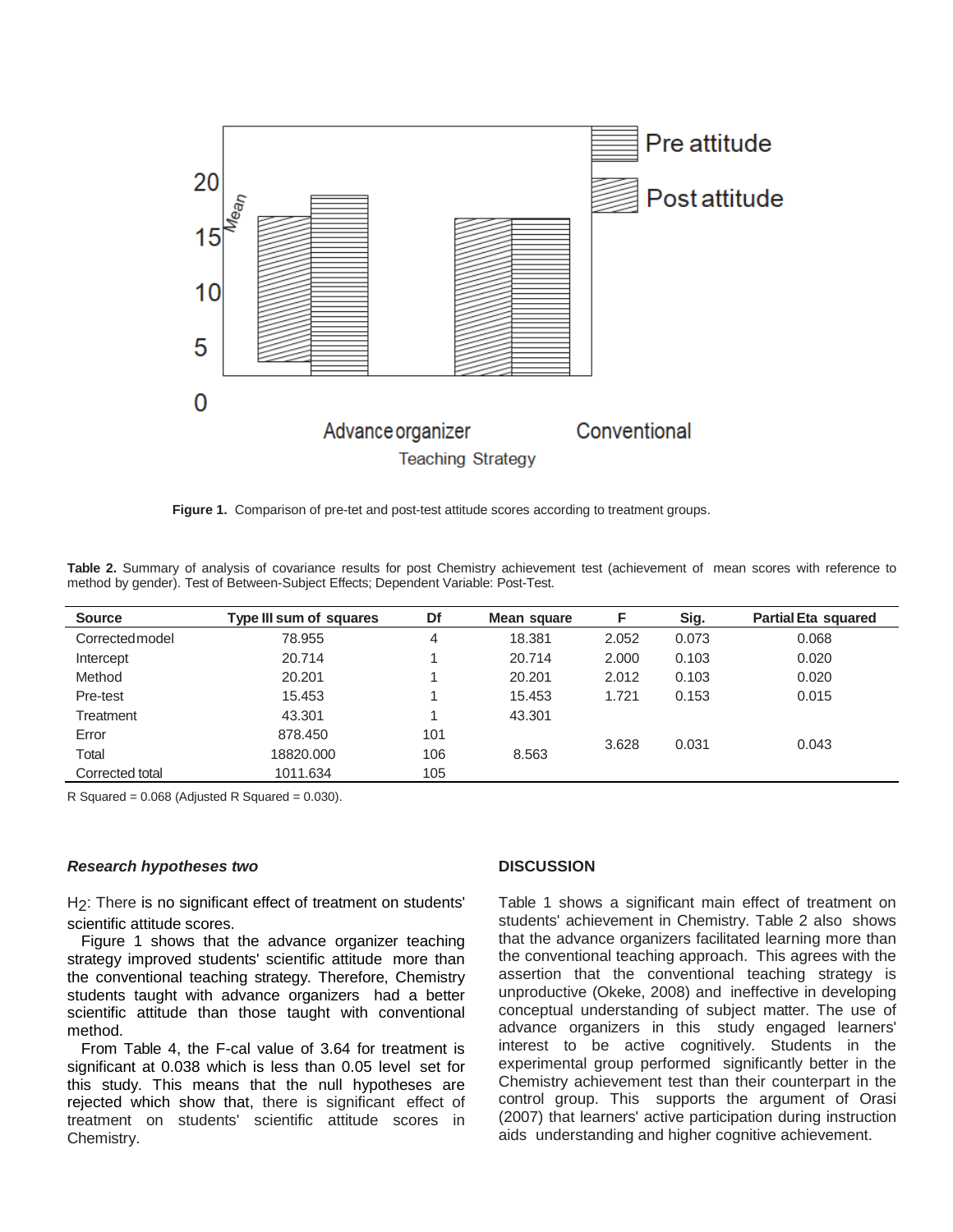Figure 1. Comparison of pre-tet and post-test attitude scores according to treatment groups.

**Table 2.** Summary of analysis of covariance results for post Chemistry achievement test (achievement of mean scores with reference to method by gender). Test of Between-Subject Effects; Dependent Variable: Post-Test.

| Source | Type III sum of squares | Df | Mean square | F | Sig. | Partial Eta squared |
|---|---|---|---|---|---|---|
| Corrected model | 78.955 | 4 | 18.381 | 2.052 | 0.073 | 0.068 |
| Intercept | 20.714 | 1 | 20.714 | 2.000 | 0.103 | 0.020 |
| Method | 20.201 | 1 | 20.201 | 2.012 | 0.103 | 0.020 |
| Pre-test | 15.453 | 1 | 15.453 | 1.721 | 0.153 | 0.015 |
| Treatment | 43.301 | 1 | 43.301 | 3.628 | 0.031 | 0.043 |
| Error | 878.450 | 101 | 8.563 | | | |
| Total | 18820.000 | 106 | | | | |
| Corrected total | 1011.634 | 105 | | | | |

R Squared = 0.068 (Adjusted R Squared = 0.030).

***Research hypotheses two***

$H_2$: There is no significant effect of treatment on students' scientific attitude scores.

Figure 1 shows that the advance organizer teaching strategy improved students' scientific attitude more than the conventional teaching strategy. Therefore, Chemistry students taught with advance organizers had a better scientific attitude than those taught with conventional method.

From Table 4, the F-cal value of 3.64 for treatment is significant at 0.038 which is less than 0.05 level set for this study. This means that the null hypotheses are rejected which show that, there is significant effect of treatment on students' scientific attitude scores in Chemistry.

## DISCUSSION

Table 1 shows a significant main effect of treatment on students' achievement in Chemistry. Table 2 also shows that the advance organizers facilitated learning more than the conventional teaching approach. This agrees with the assertion that the conventional teaching strategy is unproductive (Okeke, 2008) and ineffective in developing conceptual understanding of subject matter. The use of advance organizers in this study engaged learners' interest to be active cognitively. Students in the experimental group performed significantly better in the Chemistry achievement test than their counterpart in the control group. This supports the argument of Orasi (2007) that learners' active participation during instruction aids understanding and higher cognitive achievement.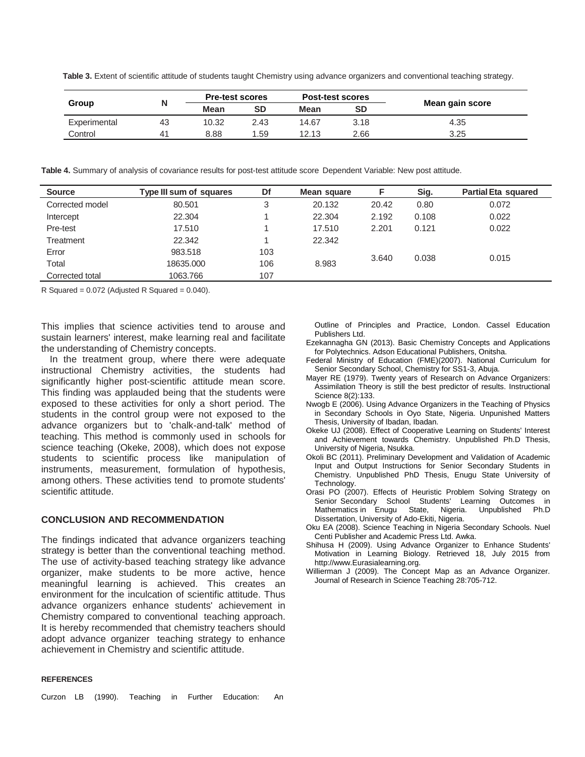**Table 3.** Extent of scientific attitude of students taught Chemistry using advance organizers and conventional teaching strategy.

| Group | N | Pre-test scores | | Post-test scores | | Mean gain score |
|---|---|---|---|---|---|---|
| | | Mean | SD | Mean | SD | |
| Experimental | 43 | 10.32 | 2.43 | 14.67 | 3.18 | 4.35 |
| Control | 41 | 8.88 | 1.59 | 12.13 | 2.66 | 3.25 |

**Table 4.** Summary of analysis of covariance results for post-test attitude score Dependent Variable: New post attitude.

| Source | Type III sum of squares | Df | Mean square | F | Sig. | Partial Eta squared |
|---|---|---|---|---|---|---|
| Corrected model | 80.501 | 3 | 20.132 | 20.42 | 0.80 | 0.072 |
| Intercept | 22.304 | 1 | 22.304 | 2.192 | 0.108 | 0.022 |
| Pre-test | 17.510 | 1 | 17.510 | 2.201 | 0.121 | 0.022 |
| Treatment | 22.342 | 1 | 22.342 | | | |
| Error | 983.518 | 103 | | | | |
| Total | 18635.000 | 106 | 8.983 | 3.640 | 0.038 | 0.015 |
| Corrected total | 1063.766 | 107 | | | | |

R Squared = 0.072 (Adjusted R Squared = 0.040).

This implies that science activities tend to arouse and sustain learners' interest, make learning real and facilitate the understanding of Chemistry concepts.

In the treatment group, where there were adequate instructional Chemistry activities, the students had significantly higher post-scientific attitude mean score. This finding was applauded being that the students were exposed to these activities for only a short period. The students in the control group were not exposed to the advance organizers but to 'chalk-and-talk' method of teaching. This method is commonly used in schools for science teaching (Okeke, 2008), which does not expose students to scientific process like manipulation of instruments, measurement, formulation of hypothesis, among others. These activities tend to promote students' scientific attitude.

## CONCLUSION AND RECOMMENDATION

The findings indicated that advance organizers teaching strategy is better than the conventional teaching method. The use of activity-based teaching strategy like advance organizer, make students to be more active, hence meaningful learning is achieved. This creates an environment for the inculcation of scientific attitude. Thus advance organizers enhance students' achievement in Chemistry compared to conventional teaching approach. It is hereby recommended that chemistry teachers should adopt advance organizer teaching strategy to enhance achievement in Chemistry and scientific attitude.

### REFERENCES

Curzon LB (1990). Teaching in Further Education: An Outline of Principles and Practice, London. Cassel Education Publishers Ltd.

Ezekannagha GN (2013). Basic Chemistry Concepts and Applications for Polytechnics. Adson Educational Publishers, Onitsha.

Federal Ministry of Education (FME)(2007). National Curriculum for Senior Secondary School, Chemistry for SS1-3, Abuja.

Mayer RE (1979). Twenty years of Research on Advance Organizers: Assimilation Theory is still the best predictor of results. Instructional Science 8(2):133.

Nwogb E (2006). Using Advance Organizers in the Teaching of Physics in Secondary Schools in Oyo State, Nigeria. Unpunished Matters Thesis, University of Ibadan, Ibadan.

Okeke UJ (2008). Effect of Cooperative Learning on Students' Interest and Achievement towards Chemistry. Unpublished Ph.D Thesis, University of Nigeria, Nsukka.

Okoli BC (2011). Preliminary Development and Validation of Academic Input and Output Instructions for Senior Secondary Students in Chemistry. Unpublished PhD Thesis, Enugu State University of Technology.

Orasi PO (2007). Effects of Heuristic Problem Solving Strategy on Senior Secondary School Students' Learning Outcomes in Mathematics in Enugu State, Nigeria. Unpublished Ph.D Dissertation, University of Ado-Ekiti, Nigeria.

Oku EA (2008). Science Teaching in Nigeria Secondary Schools. Nuel Centi Publisher and Academic Press Ltd. Awka.

Shihusa H (2009). Using Advance Organizer to Enhance Students' Motivation in Learning Biology. Retrieved 18, July 2015 from http://www.Eurasialearning.org.

Willierman J (2009). The Concept Map as an Advance Organizer. Journal of Research in Science Teaching 28:705-712.